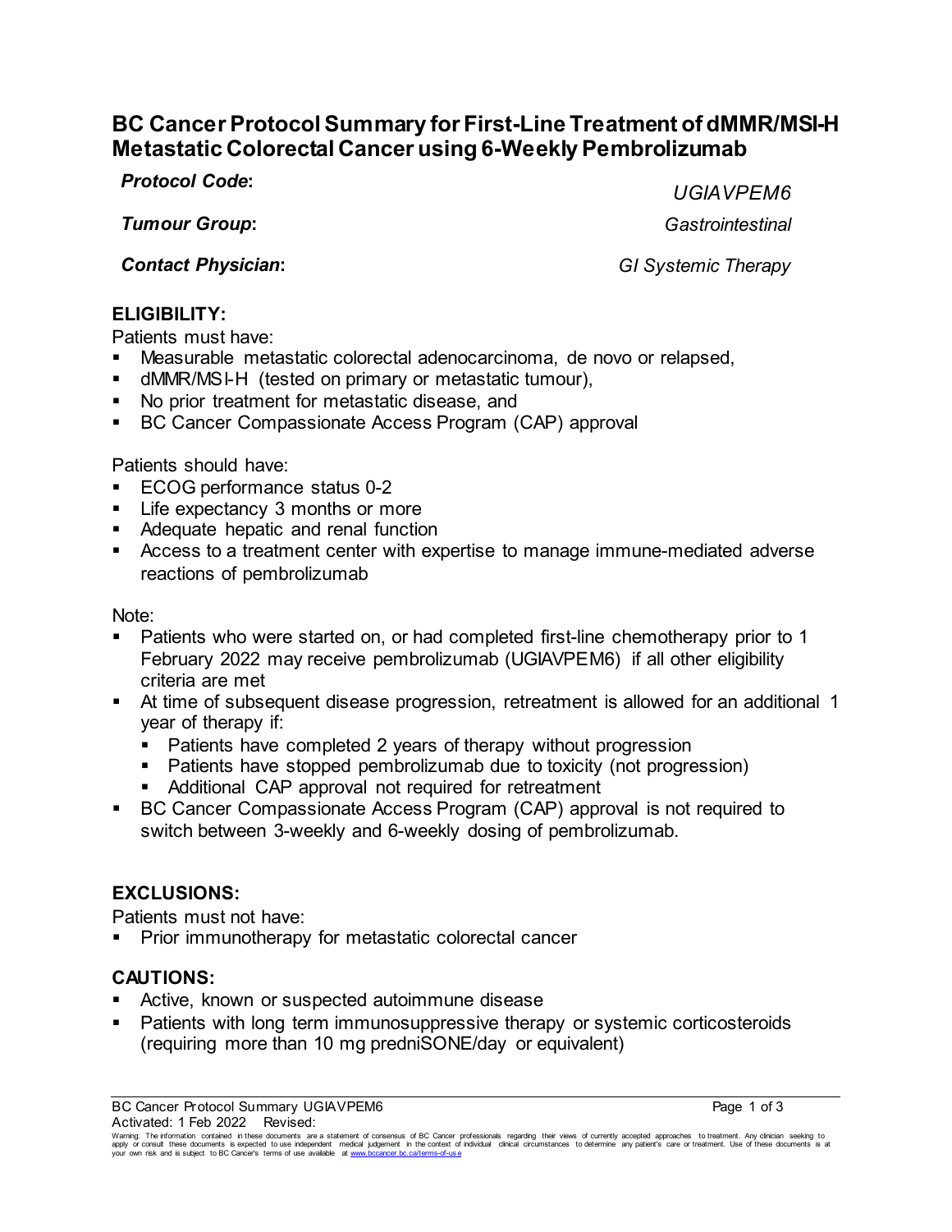# BC Cancer Protocol Summary for First-Line Treatment of dMMR/MSI-H Metastatic Colorectal Cancer using 6-Weekly Pembrolizumab

***Protocol Code*:** *UGIAVPEM6*

***Tumour Group*:** *Gastrointestinal*

***Contact Physician*:** *GI Systemic Therapy*

## ELIGIBILITY:

Patients must have:

- Measurable metastatic colorectal adenocarcinoma, de novo or relapsed,
- dMMR/MSI-H (tested on primary or metastatic tumour),
- No prior treatment for metastatic disease, and
- BC Cancer Compassionate Access Program (CAP) approval

Patients should have:

- ECOG performance status 0-2
- Life expectancy 3 months or more
- Adequate hepatic and renal function
- Access to a treatment center with expertise to manage immune-mediated adverse reactions of pembrolizumab

Note:

- Patients who were started on, or had completed first-line chemotherapy prior to 1 February 2022 may receive pembrolizumab (UGIAVPEM6) if all other eligibility criteria are met
- At time of subsequent disease progression, retreatment is allowed for an additional 1 year of therapy if:
  - Patients have completed 2 years of therapy without progression
  - Patients have stopped pembrolizumab due to toxicity (not progression)
  - Additional CAP approval not required for retreatment
- BC Cancer Compassionate Access Program (CAP) approval is not required to switch between 3-weekly and 6-weekly dosing of pembrolizumab.

## EXCLUSIONS:

Patients must not have:

- Prior immunotherapy for metastatic colorectal cancer

## CAUTIONS:

- Active, known or suspected autoimmune disease
- Patients with long term immunosuppressive therapy or systemic corticosteroids (requiring more than 10 mg predniSONE/day or equivalent)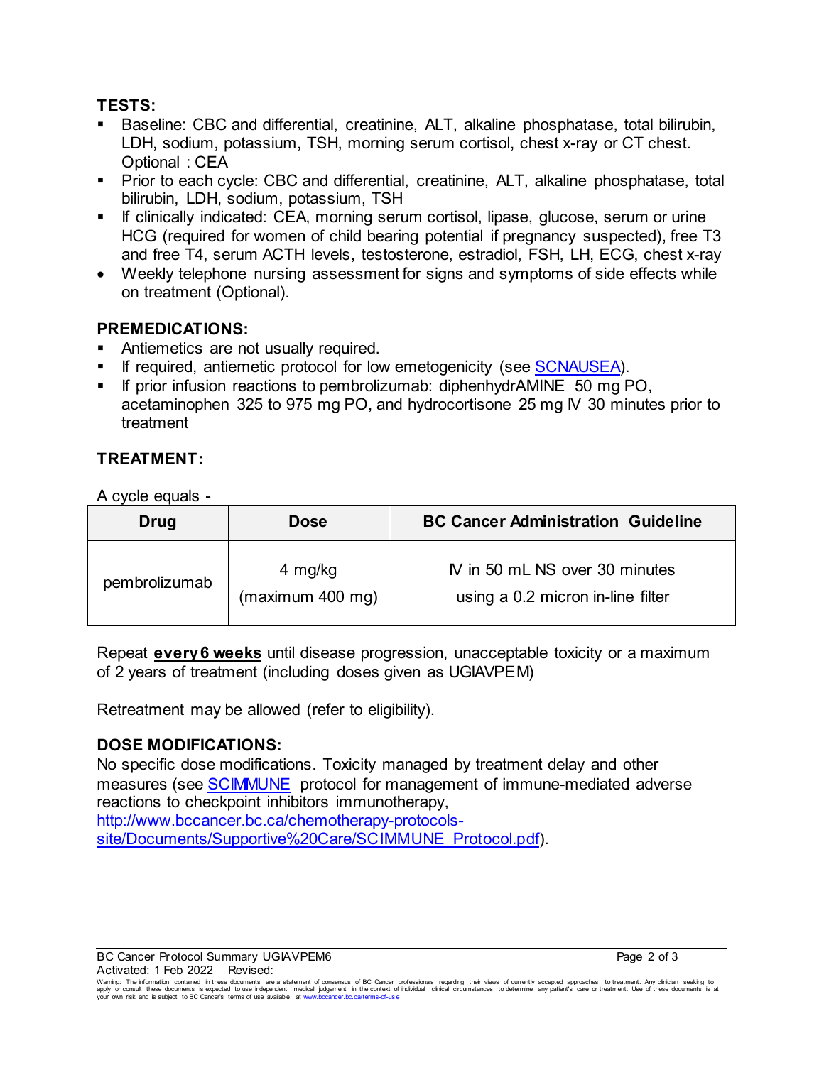## TESTS:

- Baseline: CBC and differential, creatinine, ALT, alkaline phosphatase, total bilirubin, LDH, sodium, potassium, TSH, morning serum cortisol, chest x-ray or CT chest. Optional : CEA
- Prior to each cycle: CBC and differential, creatinine, ALT, alkaline phosphatase, total bilirubin, LDH, sodium, potassium, TSH
- If clinically indicated: CEA, morning serum cortisol, lipase, glucose, serum or urine HCG (required for women of child bearing potential if pregnancy suspected), free T3 and free T4, serum ACTH levels, testosterone, estradiol, FSH, LH, ECG, chest x-ray
- Weekly telephone nursing assessment for signs and symptoms of side effects while on treatment (Optional).

## PREMEDICATIONS:

- Antiemetics are not usually required.
- If required, antiemetic protocol for low emetogenicity (see SCNAUSEA).
- If prior infusion reactions to pembrolizumab: diphenhydrAMINE 50 mg PO, acetaminophen 325 to 975 mg PO, and hydrocortisone 25 mg IV 30 minutes prior to treatment

## TREATMENT:

A cycle equals -

| Drug | Dose | BC Cancer Administration Guideline |
|---|---|---|
| pembrolizumab | 4 mg/kg (maximum 400 mg) | IV in 50 mL NS over 30 minutes using a 0.2 micron in-line filter |

Repeat **every 6 weeks** until disease progression, unacceptable toxicity or a maximum of 2 years of treatment (including doses given as UGIAVPEM)

Retreatment may be allowed (refer to eligibility).

## DOSE MODIFICATIONS:

No specific dose modifications. Toxicity managed by treatment delay and other measures (see SCIMMUNE protocol for management of immune-mediated adverse reactions to checkpoint inhibitors immunotherapy, http://www.bccancer.bc.ca/chemotherapy-protocols-site/Documents/Supportive%20Care/SCIMMUNE_Protocol.pdf).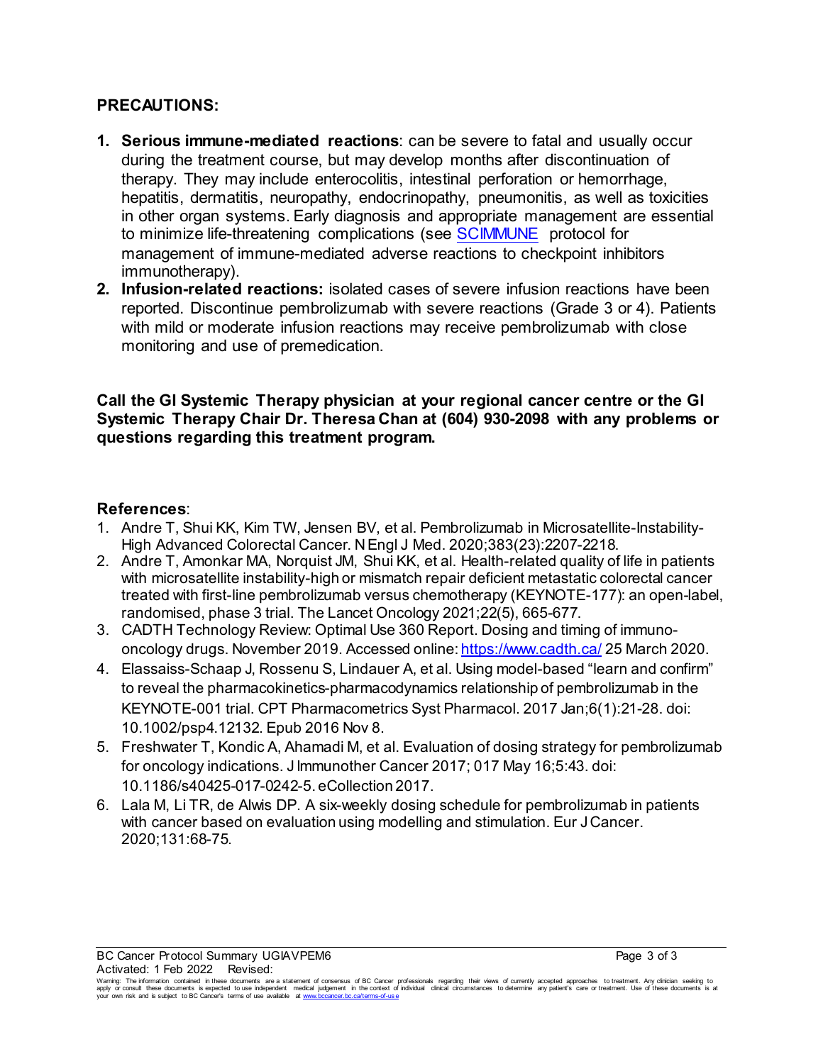## PRECAUTIONS:

1. **Serious immune-mediated reactions**: can be severe to fatal and usually occur during the treatment course, but may develop months after discontinuation of therapy. They may include enterocolitis, intestinal perforation or hemorrhage, hepatitis, dermatitis, neuropathy, endocrinopathy, pneumonitis, as well as toxicities in other organ systems. Early diagnosis and appropriate management are essential to minimize life-threatening complications (see SCIMMUNE protocol for management of immune-mediated adverse reactions to checkpoint inhibitors immunotherapy).
2. **Infusion-related reactions:** isolated cases of severe infusion reactions have been reported. Discontinue pembrolizumab with severe reactions (Grade 3 or 4). Patients with mild or moderate infusion reactions may receive pembrolizumab with close monitoring and use of premedication.

**Call the GI Systemic Therapy physician at your regional cancer centre or the GI Systemic Therapy Chair Dr. Theresa Chan at (604) 930-2098 with any problems or questions regarding this treatment program.**

## References:

1. Andre T, Shui KK, Kim TW, Jensen BV, et al. Pembrolizumab in Microsatellite-Instability-High Advanced Colorectal Cancer. N Engl J Med. 2020;383(23):2207-2218.
2. Andre T, Amonkar MA, Norquist JM, Shui KK, et al. Health-related quality of life in patients with microsatellite instability-high or mismatch repair deficient metastatic colorectal cancer treated with first-line pembrolizumab versus chemotherapy (KEYNOTE-177): an open-label, randomised, phase 3 trial. The Lancet Oncology 2021;22(5), 665-677.
3. CADTH Technology Review: Optimal Use 360 Report. Dosing and timing of immuno-oncology drugs. November 2019. Accessed online: https://www.cadth.ca/ 25 March 2020.
4. Elassaiss-Schaap J, Rossenu S, Lindauer A, et al. Using model-based "learn and confirm" to reveal the pharmacokinetics-pharmacodynamics relationship of pembrolizumab in the KEYNOTE-001 trial. CPT Pharmacometrics Syst Pharmacol. 2017 Jan;6(1):21-28. doi: 10.1002/psp4.12132. Epub 2016 Nov 8.
5. Freshwater T, Kondic A, Ahamadi M, et al. Evaluation of dosing strategy for pembrolizumab for oncology indications. J Immunother Cancer 2017; 017 May 16;5:43. doi: 10.1186/s40425-017-0242-5. eCollection 2017.
6. Lala M, Li TR, de Alwis DP. A six-weekly dosing schedule for pembrolizumab in patients with cancer based on evaluation using modelling and stimulation. Eur J Cancer. 2020;131:68-75.